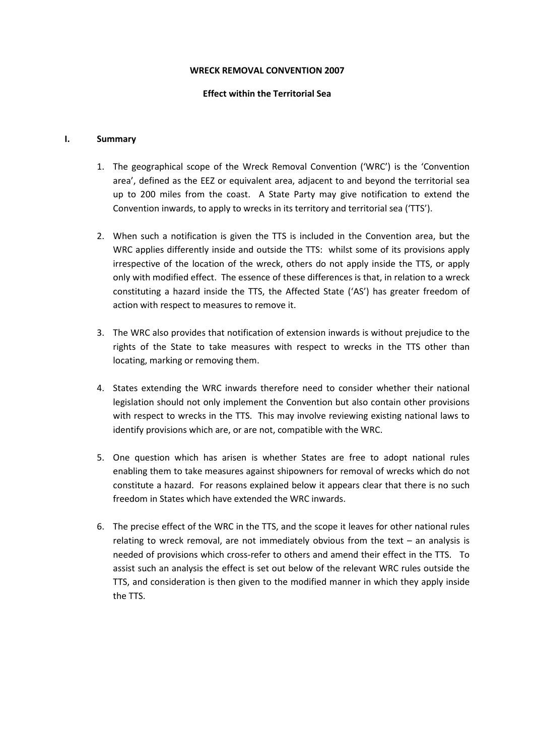**WRECK REMOVAL CONVENTION 2007**

**Effect within the Territorial Sea**

## I. Summary

1. The geographical scope of the Wreck Removal Convention ('WRC') is the 'Convention area', defined as the EEZ or equivalent area, adjacent to and beyond the territorial sea up to 200 miles from the coast. A State Party may give notification to extend the Convention inwards, to apply to wrecks in its territory and territorial sea ('TTS').

2. When such a notification is given the TTS is included in the Convention area, but the WRC applies differently inside and outside the TTS: whilst some of its provisions apply irrespective of the location of the wreck, others do not apply inside the TTS, or apply only with modified effect. The essence of these differences is that, in relation to a wreck constituting a hazard inside the TTS, the Affected State ('AS') has greater freedom of action with respect to measures to remove it.

3. The WRC also provides that notification of extension inwards is without prejudice to the rights of the State to take measures with respect to wrecks in the TTS other than locating, marking or removing them.

4. States extending the WRC inwards therefore need to consider whether their national legislation should not only implement the Convention but also contain other provisions with respect to wrecks in the TTS. This may involve reviewing existing national laws to identify provisions which are, or are not, compatible with the WRC.

5. One question which has arisen is whether States are free to adopt national rules enabling them to take measures against shipowners for removal of wrecks which do not constitute a hazard. For reasons explained below it appears clear that there is no such freedom in States which have extended the WRC inwards.

6. The precise effect of the WRC in the TTS, and the scope it leaves for other national rules relating to wreck removal, are not immediately obvious from the text – an analysis is needed of provisions which cross-refer to others and amend their effect in the TTS. To assist such an analysis the effect is set out below of the relevant WRC rules outside the TTS, and consideration is then given to the modified manner in which they apply inside the TTS.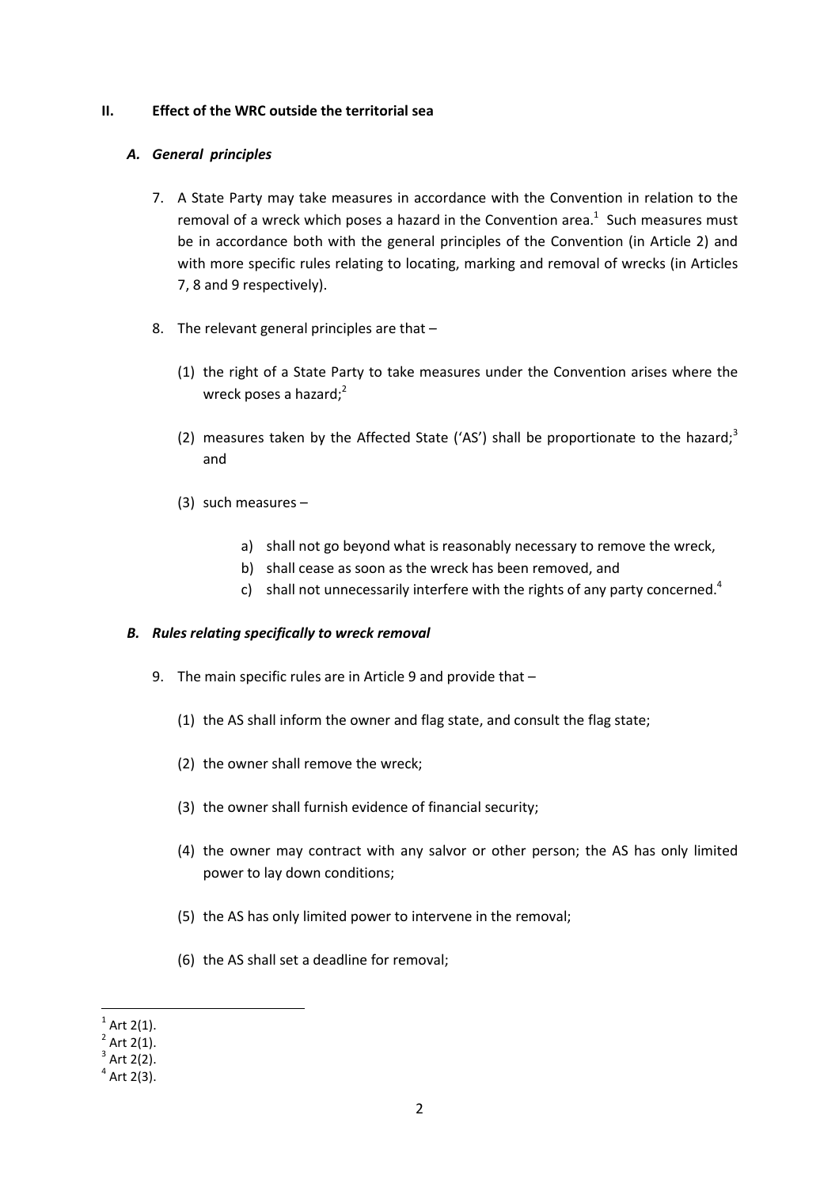## II. Effect of the WRC outside the territorial sea

### *A. General principles*

7. A State Party may take measures in accordance with the Convention in relation to the removal of a wreck which poses a hazard in the Convention area.[1] Such measures must be in accordance both with the general principles of the Convention (in Article 2) and with more specific rules relating to locating, marking and removal of wrecks (in Articles 7, 8 and 9 respectively).

8. The relevant general principles are that –

   (1) the right of a State Party to take measures under the Convention arises where the wreck poses a hazard;[2]

   (2) measures taken by the Affected State ('AS') shall be proportionate to the hazard;[3] and

   (3) such measures –

      a) shall not go beyond what is reasonably necessary to remove the wreck,
      b) shall cease as soon as the wreck has been removed, and
      c) shall not unnecessarily interfere with the rights of any party concerned.[4]

### *B. Rules relating specifically to wreck removal*

9. The main specific rules are in Article 9 and provide that –

   (1) the AS shall inform the owner and flag state, and consult the flag state;

   (2) the owner shall remove the wreck;

   (3) the owner shall furnish evidence of financial security;

   (4) the owner may contract with any salvor or other person; the AS has only limited power to lay down conditions;

   (5) the AS has only limited power to intervene in the removal;

   (6) the AS shall set a deadline for removal;

---

[1] Art 2(1).
[2] Art 2(1).
[3] Art 2(2).
[4] Art 2(3).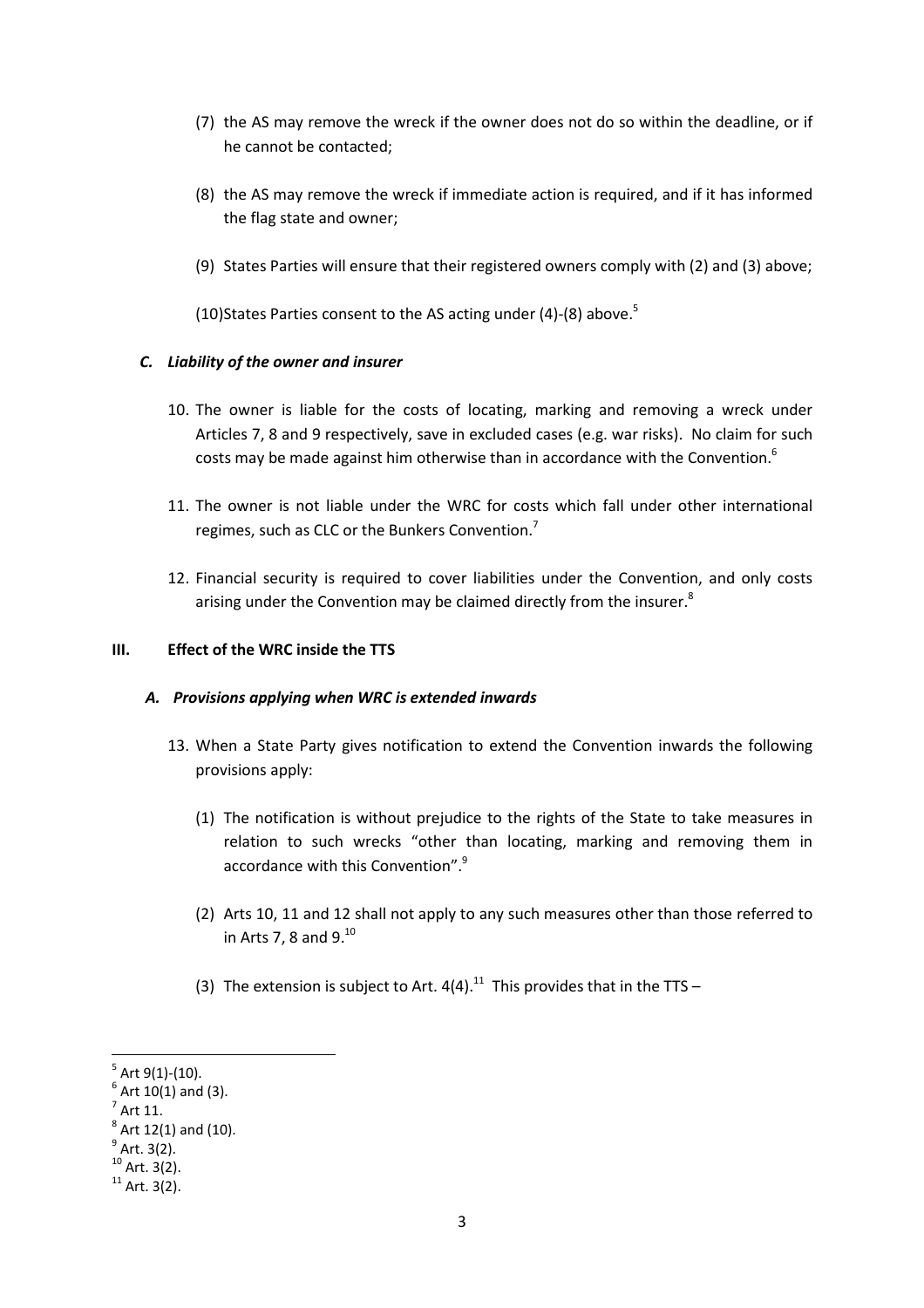(7) the AS may remove the wreck if the owner does not do so within the deadline, or if he cannot be contacted;

(8) the AS may remove the wreck if immediate action is required, and if it has informed the flag state and owner;

(9) States Parties will ensure that their registered owners comply with (2) and (3) above;

(10) States Parties consent to the AS acting under (4)-(8) above.[5]

### *C. Liability of the owner and insurer*

10. The owner is liable for the costs of locating, marking and removing a wreck under Articles 7, 8 and 9 respectively, save in excluded cases (e.g. war risks). No claim for such costs may be made against him otherwise than in accordance with the Convention.[6]

11. The owner is not liable under the WRC for costs which fall under other international regimes, such as CLC or the Bunkers Convention.[7]

12. Financial security is required to cover liabilities under the Convention, and only costs arising under the Convention may be claimed directly from the insurer.[8]

## III. Effect of the WRC inside the TTS

### *A. Provisions applying when WRC is extended inwards*

13. When a State Party gives notification to extend the Convention inwards the following provisions apply:

    (1) The notification is without prejudice to the rights of the State to take measures in relation to such wrecks "other than locating, marking and removing them in accordance with this Convention".[9]

    (2) Arts 10, 11 and 12 shall not apply to any such measures other than those referred to in Arts 7, 8 and 9.[10]

    (3) The extension is subject to Art. 4(4).[11] This provides that in the TTS –

---

[5] Art 9(1)-(10).
[6] Art 10(1) and (3).
[7] Art 11.
[8] Art 12(1) and (10).
[9] Art. 3(2).
[10] Art. 3(2).
[11] Art. 3(2).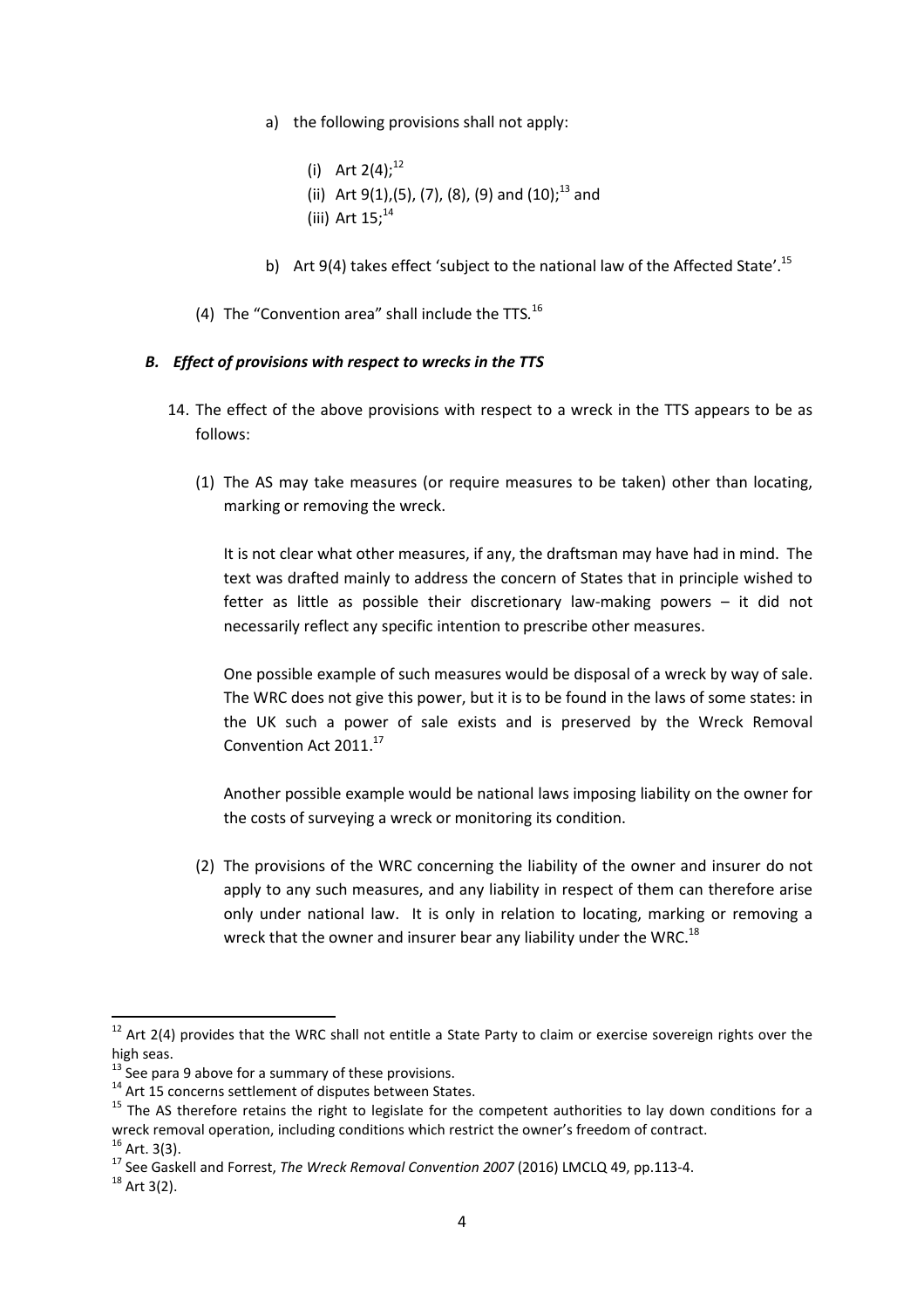a) the following provisions shall not apply:

   (i) Art 2(4);[12]

   (ii) Art 9(1),(5), (7), (8), (9) and (10);[13] and

   (iii) Art 15;[14]

b) Art 9(4) takes effect 'subject to the national law of the Affected State'.[15]

(4) The "Convention area" shall include the TTS.[16]

### *B. Effect of provisions with respect to wrecks in the TTS*

14. The effect of the above provisions with respect to a wreck in the TTS appears to be as follows:

    (1) The AS may take measures (or require measures to be taken) other than locating, marking or removing the wreck.

    It is not clear what other measures, if any, the draftsman may have had in mind. The text was drafted mainly to address the concern of States that in principle wished to fetter as little as possible their discretionary law-making powers – it did not necessarily reflect any specific intention to prescribe other measures.

    One possible example of such measures would be disposal of a wreck by way of sale. The WRC does not give this power, but it is to be found in the laws of some states: in the UK such a power of sale exists and is preserved by the Wreck Removal Convention Act 2011.[17]

    Another possible example would be national laws imposing liability on the owner for the costs of surveying a wreck or monitoring its condition.

    (2) The provisions of the WRC concerning the liability of the owner and insurer do not apply to any such measures, and any liability in respect of them can therefore arise only under national law. It is only in relation to locating, marking or removing a wreck that the owner and insurer bear any liability under the WRC.[18]

---

[12] Art 2(4) provides that the WRC shall not entitle a State Party to claim or exercise sovereign rights over the high seas.

[13] See para 9 above for a summary of these provisions.

[14] Art 15 concerns settlement of disputes between States.

[15] The AS therefore retains the right to legislate for the competent authorities to lay down conditions for a wreck removal operation, including conditions which restrict the owner's freedom of contract.

[16] Art. 3(3).

[17] See Gaskell and Forrest, *The Wreck Removal Convention 2007* (2016) LMCLQ 49, pp.113-4.

[18] Art 3(2).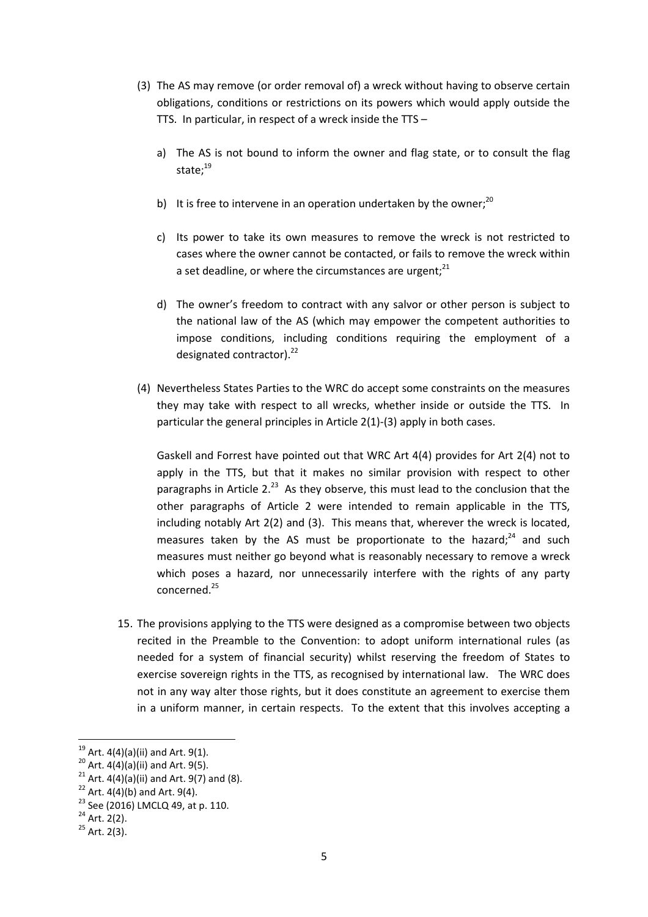(3) The AS may remove (or order removal of) a wreck without having to observe certain obligations, conditions or restrictions on its powers which would apply outside the TTS. In particular, in respect of a wreck inside the TTS –

   a) The AS is not bound to inform the owner and flag state, or to consult the flag state;[19]

   b) It is free to intervene in an operation undertaken by the owner;[20]

   c) Its power to take its own measures to remove the wreck is not restricted to cases where the owner cannot be contacted, or fails to remove the wreck within a set deadline, or where the circumstances are urgent;[21]

   d) The owner's freedom to contract with any salvor or other person is subject to the national law of the AS (which may empower the competent authorities to impose conditions, including conditions requiring the employment of a designated contractor).[22]

(4) Nevertheless States Parties to the WRC do accept some constraints on the measures they may take with respect to all wrecks, whether inside or outside the TTS. In particular the general principles in Article 2(1)-(3) apply in both cases.

   Gaskell and Forrest have pointed out that WRC Art 4(4) provides for Art 2(4) not to apply in the TTS, but that it makes no similar provision with respect to other paragraphs in Article 2.[23] As they observe, this must lead to the conclusion that the other paragraphs of Article 2 were intended to remain applicable in the TTS, including notably Art 2(2) and (3). This means that, wherever the wreck is located, measures taken by the AS must be proportionate to the hazard;[24] and such measures must neither go beyond what is reasonably necessary to remove a wreck which poses a hazard, nor unnecessarily interfere with the rights of any party concerned.[25]

15. The provisions applying to the TTS were designed as a compromise between two objects recited in the Preamble to the Convention: to adopt uniform international rules (as needed for a system of financial security) whilst reserving the freedom of States to exercise sovereign rights in the TTS, as recognised by international law. The WRC does not in any way alter those rights, but it does constitute an agreement to exercise them in a uniform manner, in certain respects. To the extent that this involves accepting a

---

[19] Art. 4(4)(a)(ii) and Art. 9(1).

[20] Art. 4(4)(a)(ii) and Art. 9(5).

[21] Art. 4(4)(a)(ii) and Art. 9(7) and (8).

[22] Art. 4(4)(b) and Art. 9(4).

[23] See (2016) LMCLQ 49, at p. 110.

[24] Art. 2(2).

[25] Art. 2(3).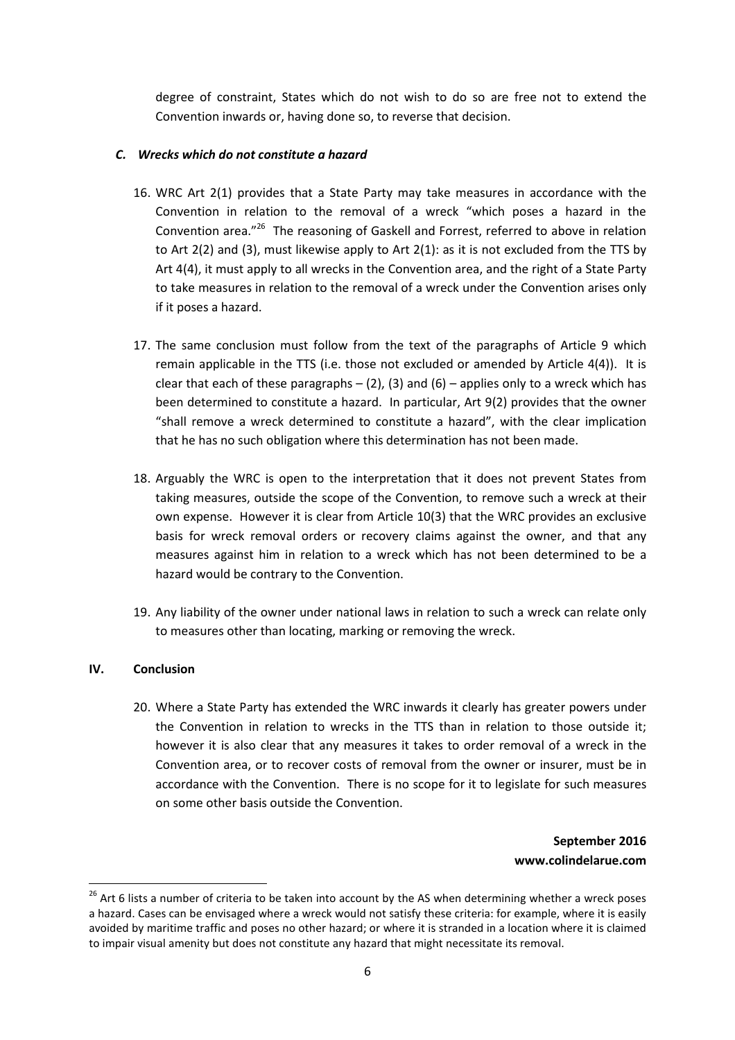degree of constraint, States which do not wish to do so are free not to extend the Convention inwards or, having done so, to reverse that decision.

### *C. Wrecks which do not constitute a hazard*

16. WRC Art 2(1) provides that a State Party may take measures in accordance with the Convention in relation to the removal of a wreck "which poses a hazard in the Convention area."[26] The reasoning of Gaskell and Forrest, referred to above in relation to Art 2(2) and (3), must likewise apply to Art 2(1): as it is not excluded from the TTS by Art 4(4), it must apply to all wrecks in the Convention area, and the right of a State Party to take measures in relation to the removal of a wreck under the Convention arises only if it poses a hazard.

17. The same conclusion must follow from the text of the paragraphs of Article 9 which remain applicable in the TTS (i.e. those not excluded or amended by Article 4(4)). It is clear that each of these paragraphs – (2), (3) and (6) – applies only to a wreck which has been determined to constitute a hazard. In particular, Art 9(2) provides that the owner "shall remove a wreck determined to constitute a hazard", with the clear implication that he has no such obligation where this determination has not been made.

18. Arguably the WRC is open to the interpretation that it does not prevent States from taking measures, outside the scope of the Convention, to remove such a wreck at their own expense. However it is clear from Article 10(3) that the WRC provides an exclusive basis for wreck removal orders or recovery claims against the owner, and that any measures against him in relation to a wreck which has not been determined to be a hazard would be contrary to the Convention.

19. Any liability of the owner under national laws in relation to such a wreck can relate only to measures other than locating, marking or removing the wreck.

## IV. Conclusion

20. Where a State Party has extended the WRC inwards it clearly has greater powers under the Convention in relation to wrecks in the TTS than in relation to those outside it; however it is also clear that any measures it takes to order removal of a wreck in the Convention area, or to recover costs of removal from the owner or insurer, must be in accordance with the Convention. There is no scope for it to legislate for such measures on some other basis outside the Convention.

**September 2016**
**www.colindelarue.com**

---

[26] Art 6 lists a number of criteria to be taken into account by the AS when determining whether a wreck poses a hazard. Cases can be envisaged where a wreck would not satisfy these criteria: for example, where it is easily avoided by maritime traffic and poses no other hazard; or where it is stranded in a location where it is claimed to impair visual amenity but does not constitute any hazard that might necessitate its removal.